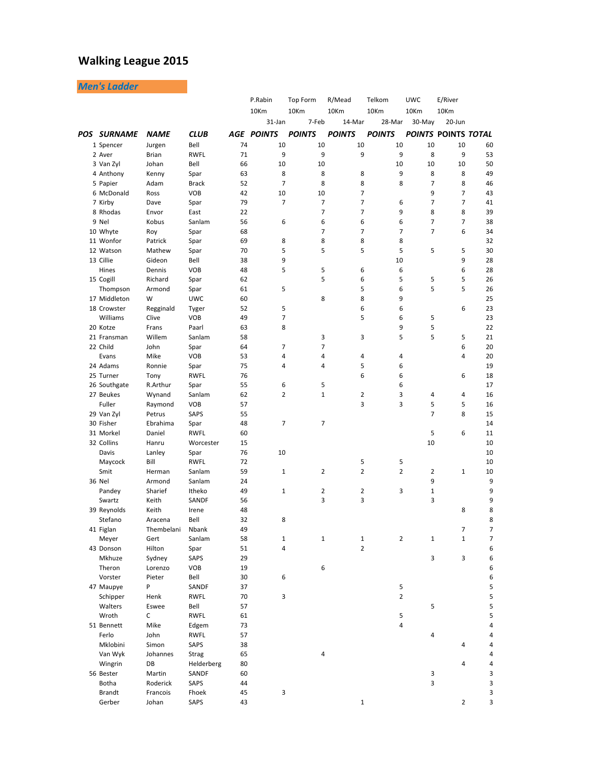# Walking League 2015

## *Men's Ladder*

| | | | | | P.Rabin | Top Form | R/Mead | Telkom | UWC | E/River | |
|---|---|---|---|---|---|---|---|---|---|---|---|
| | | | | | 10Km | 10Km | 10Km | 10Km | 10Km | 10Km | |
| | | | | | 31-Jan | 7-Feb | 14-Mar | 28-Mar | 30-May | 20-Jun | |
| ***POS*** | ***SURNAME*** | ***NAME*** | ***CLUB*** | ***AGE*** | ***POINTS*** | ***POINTS*** | ***POINTS*** | ***POINTS*** | ***POINTS*** | **POINTS** | **TOTAL** |
| 1 | Spencer | Jurgen | Bell | 74 | 10 | 10 | 10 | 10 | 10 | 10 | 60 |
| 2 | Aver | Brian | RWFL | 71 | 9 | 9 | 9 | 9 | 8 | 9 | 53 |
| 3 | Van Zyl | Johan | Bell | 66 | 10 | 10 | | 10 | 10 | 10 | 50 |
| 4 | Anthony | Kenny | Spar | 63 | 8 | 8 | 8 | 9 | 8 | 8 | 49 |
| 5 | Papier | Adam | Brack | 52 | 7 | 8 | 8 | 8 | 7 | 8 | 46 |
| 6 | McDonald | Ross | VOB | 42 | 10 | 10 | 7 | | 9 | 7 | 43 |
| 7 | Kirby | Dave | Spar | 79 | 7 | 7 | 7 | 6 | 7 | 7 | 41 |
| 8 | Rhodas | Envor | East | 22 | | 7 | 7 | 9 | 8 | 8 | 39 |
| 9 | Nel | Kobus | Sanlam | 56 | 6 | 6 | 6 | 6 | 7 | 7 | 38 |
| 10 | Whyte | Roy | Spar | 68 | | 7 | 7 | 7 | 7 | 6 | 34 |
| 11 | Wonfor | Patrick | Spar | 69 | 8 | 8 | 8 | 8 | | | 32 |
| 12 | Watson | Mathew | Spar | 70 | 5 | 5 | 5 | 5 | 5 | 5 | 30 |
| 13 | Cillie | Gideon | Bell | 38 | 9 | | | 10 | | 9 | 28 |
| | Hines | Dennis | VOB | 48 | 5 | 5 | 6 | 6 | | 6 | 28 |
| 15 | Cogill | Richard | Spar | 62 | | 5 | 6 | 5 | 5 | 5 | 26 |
| | Thompson | Armond | Spar | 61 | 5 | | 5 | 6 | 5 | 5 | 26 |
| 17 | Middleton | W | UWC | 60 | | 8 | 8 | 9 | | | 25 |
| 18 | Crowster | Regginald | Tyger | 52 | 5 | | 6 | 6 | | 6 | 23 |
| | Williams | Clive | VOB | 49 | 7 | | 5 | 6 | 5 | | 23 |
| 20 | Kotze | Frans | Paarl | 63 | 8 | | | 9 | 5 | | 22 |
| 21 | Fransman | Willem | Sanlam | 58 | | 3 | 3 | 5 | 5 | 5 | 21 |
| 22 | Child | John | Spar | 64 | 7 | 7 | | | | 6 | 20 |
| | Evans | Mike | VOB | 53 | 4 | 4 | 4 | 4 | | 4 | 20 |
| 24 | Adams | Ronnie | Spar | 75 | 4 | 4 | 5 | 6 | | | 19 |
| 25 | Turner | Tony | RWFL | 76 | | | 6 | 6 | | 6 | 18 |
| 26 | Southgate | R.Arthur | Spar | 55 | 6 | 5 | | 6 | | | 17 |
| 27 | Beukes | Wynand | Sanlam | 62 | 2 | 1 | 2 | 3 | 4 | 4 | 16 |
| | Fuller | Raymond | VOB | 57 | | | 3 | 3 | 5 | 5 | 16 |
| 29 | Van Zyl | Petrus | SAPS | 55 | | | | | 7 | 8 | 15 |
| 30 | Fisher | Ebrahima | Spar | 48 | 7 | 7 | | | | | 14 |
| 31 | Morkel | Daniel | RWFL | 60 | | | | | 5 | 6 | 11 |
| 32 | Collins | Hanru | Worcester | 15 | | | | | 10 | | 10 |
| | Davis | Lanley | Spar | 76 | 10 | | | | | | 10 |
| | Maycock | Bill | RWFL | 72 | | | 5 | 5 | | | 10 |
| | Smit | Herman | Sanlam | 59 | 1 | 2 | 2 | 2 | 2 | 1 | 10 |
| 36 | Nel | Armond | Sanlam | 24 | | | | | 9 | | 9 |
| | Pandey | Sharief | Itheko | 49 | 1 | 2 | 2 | 3 | 1 | | 9 |
| | Swartz | Keith | SANDF | 56 | | 3 | 3 | | 3 | | 9 |
| 39 | Reynolds | Keith | Irene | 48 | | | | | | 8 | 8 |
| | Stefano | Aracena | Bell | 32 | 8 | | | | | | 8 |
| 41 | Figlan | Thembelani | Nbank | 49 | | | | | | 7 | 7 |
| | Meyer | Gert | Sanlam | 58 | 1 | 1 | 1 | 2 | 1 | 1 | 7 |
| 43 | Donson | Hilton | Spar | 51 | 4 | | 2 | | | | 6 |
| | Mkhuze | Sydney | SAPS | 29 | | | | | 3 | 3 | 6 |
| | Theron | Lorenzo | VOB | 19 | | 6 | | | | | 6 |
| | Vorster | Pieter | Bell | 30 | 6 | | | | | | 6 |
| 47 | Maupye | P | SANDF | 37 | | | | 5 | | | 5 |
| | Schipper | Henk | RWFL | 70 | 3 | | | 2 | | | 5 |
| | Walters | Eswee | Bell | 57 | | | | | 5 | | 5 |
| | Wroth | C | RWFL | 61 | | | | 5 | | | 5 |
| 51 | Bennett | Mike | Edgem | 73 | | | | 4 | | | 4 |
| | Ferlo | John | RWFL | 57 | | | | | 4 | | 4 |
| | Mklobini | Simon | SAPS | 38 | | | | | | 4 | 4 |
| | Van Wyk | Johannes | Strag | 65 | | 4 | | | | | 4 |
| | Wingrin | DB | Helderberg | 80 | | | | | | 4 | 4 |
| 56 | Bester | Martin | SANDF | 60 | | | | | 3 | | 3 |
| | Botha | Roderick | SAPS | 44 | | | | | 3 | | 3 |
| | Brandt | Francois | Fhoek | 45 | 3 | | | | | | 3 |
| | Gerber | Johan | SAPS | 43 | | | 1 | | | 2 | 3 |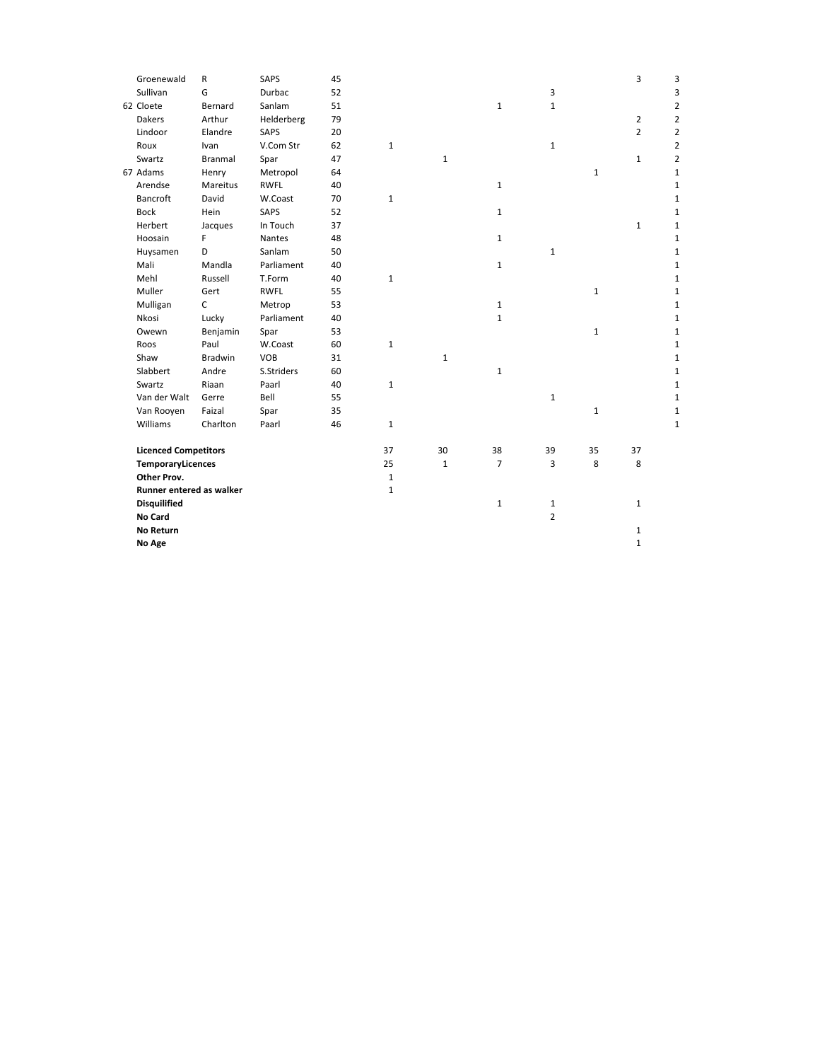| | | | | | | | | | | | |
|---|---|---|---|---|---|---|---|---|---|---|---|
| | Groenewald | R | SAPS | 45 | | | | | | 3 | 3 |
| | Sullivan | G | Durbac | 52 | | | | 3 | | | 3 |
| 62 | Cloete | Bernard | Sanlam | 51 | | | 1 | 1 | | | 2 |
| | Dakers | Arthur | Helderberg | 79 | | | | | | 2 | 2 |
| | Lindoor | Elandre | SAPS | 20 | | | | | | 2 | 2 |
| | Roux | Ivan | V.Com Str | 62 | 1 | | | 1 | | | 2 |
| | Swartz | Branmal | Spar | 47 | | 1 | | | | 1 | 2 |
| 67 | Adams | Henry | Metropol | 64 | | | | | 1 | | 1 |
| | Arendse | Mareitus | RWFL | 40 | | | 1 | | | | 1 |
| | Bancroft | David | W.Coast | 70 | 1 | | | | | | 1 |
| | Bock | Hein | SAPS | 52 | | | 1 | | | | 1 |
| | Herbert | Jacques | In Touch | 37 | | | | | | 1 | 1 |
| | Hoosain | F | Nantes | 48 | | | 1 | | | | 1 |
| | Huysamen | D | Sanlam | 50 | | | | 1 | | | 1 |
| | Mali | Mandla | Parliament | 40 | | | 1 | | | | 1 |
| | Mehl | Russell | T.Form | 40 | 1 | | | | | | 1 |
| | Muller | Gert | RWFL | 55 | | | | | 1 | | 1 |
| | Mulligan | C | Metrop | 53 | | | 1 | | | | 1 |
| | Nkosi | Lucky | Parliament | 40 | | | 1 | | | | 1 |
| | Owewn | Benjamin | Spar | 53 | | | | | 1 | | 1 |
| | Roos | Paul | W.Coast | 60 | 1 | | | | | | 1 |
| | Shaw | Bradwin | VOB | 31 | | 1 | | | | | 1 |
| | Slabbert | Andre | S.Striders | 60 | | | 1 | | | | 1 |
| | Swartz | Riaan | Paarl | 40 | 1 | | | | | | 1 |
| | Van der Walt | Gerre | Bell | 55 | | | | 1 | | | 1 |
| | Van Rooyen | Faizal | Spar | 35 | | | | | 1 | | 1 |
| | Williams | Charlton | Paarl | 46 | 1 | | | | | | 1 |
| | **Licenced Competitors** | | | | 37 | 30 | 38 | 39 | 35 | 37 | |
| | **TemporaryLicences** | | | | 25 | 1 | 7 | 3 | 8 | 8 | |
| | **Other Prov.** | | | | 1 | | | | | | |
| | **Runner entered as walker** | | | | 1 | | | | | | |
| | **Disquilified** | | | | | | 1 | 1 | | 1 | |
| | **No Card** | | | | | | | 2 | | | |
| | **No Return** | | | | | | | | | 1 | |
| | **No Age** | | | | | | | | | 1 | |